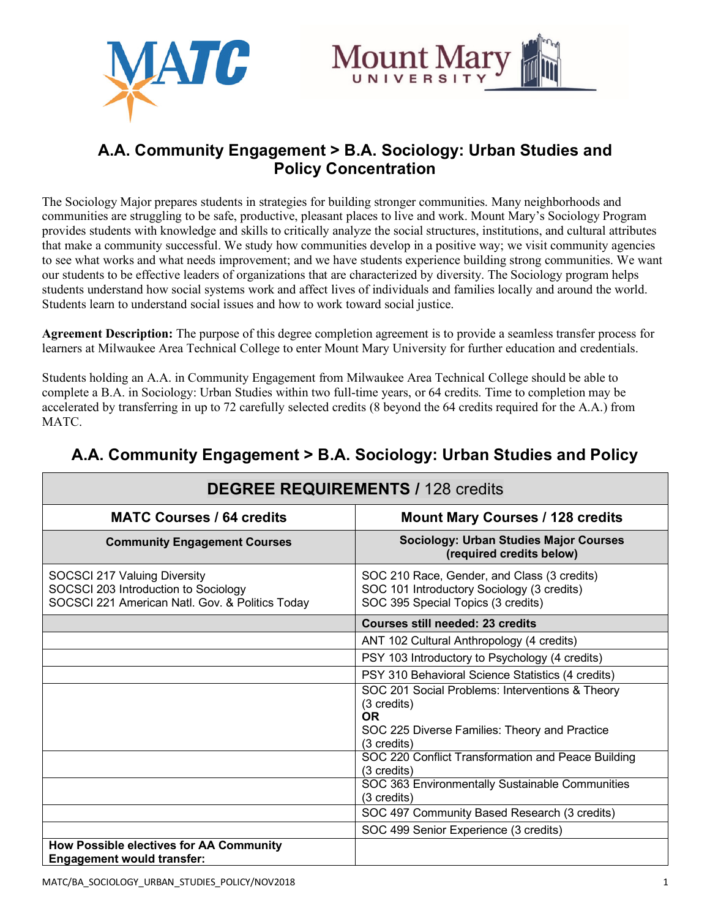# A.A. Community Engagement > B.A. Sociology: Urban Studies and Policy Concentration

The Sociology Major prepares students in strategies for building stronger communities. Many neighborhoods and communities are struggling to be safe, productive, pleasant places to live and work. Mount Mary's Sociology Program provides students with knowledge and skills to critically analyze the social structures, institutions, and cultural attributes that make a community successful. We study how communities develop in a positive way; we visit community agencies to see what works and what needs improvement; and we have students experience building strong communities. We want our students to be effective leaders of organizations that are characterized by diversity. The Sociology program helps students understand how social systems work and affect lives of individuals and families locally and around the world. Students learn to understand social issues and how to work toward social justice.

**Agreement Description:** The purpose of this degree completion agreement is to provide a seamless transfer process for learners at Milwaukee Area Technical College to enter Mount Mary University for further education and credentials.

Students holding an A.A. in Community Engagement from Milwaukee Area Technical College should be able to complete a B.A. in Sociology: Urban Studies within two full-time years, or 64 credits. Time to completion may be accelerated by transferring in up to 72 carefully selected credits (8 beyond the 64 credits required for the A.A.) from MATC.

## A.A. Community Engagement > B.A. Sociology: Urban Studies and Policy

| **DEGREE REQUIREMENTS / 128 credits** | |
|---|---|
| **MATC Courses / 64 credits** | **Mount Mary Courses / 128 credits** |
| **Community Engagement Courses** | **Sociology: Urban Studies Major Courses (required credits below)** |
| SOCSCI 217 Valuing Diversity<br>SOCSCI 203 Introduction to Sociology<br>SOCSCI 221 American Natl. Gov. & Politics Today | SOC 210 Race, Gender, and Class (3 credits)<br>SOC 101 Introductory Sociology (3 credits)<br>SOC 395 Special Topics (3 credits) |
| | **Courses still needed: 23 credits** |
| | ANT 102 Cultural Anthropology (4 credits) |
| | PSY 103 Introductory to Psychology (4 credits) |
| | PSY 310 Behavioral Science Statistics (4 credits) |
| | SOC 201 Social Problems: Interventions & Theory (3 credits)<br>**OR**<br>SOC 225 Diverse Families: Theory and Practice (3 credits) |
| | SOC 220 Conflict Transformation and Peace Building (3 credits) |
| | SOC 363 Environmentally Sustainable Communities (3 credits) |
| | SOC 497 Community Based Research (3 credits) |
| | SOC 499 Senior Experience (3 credits) |
| **How Possible electives for AA Community Engagement would transfer:** | |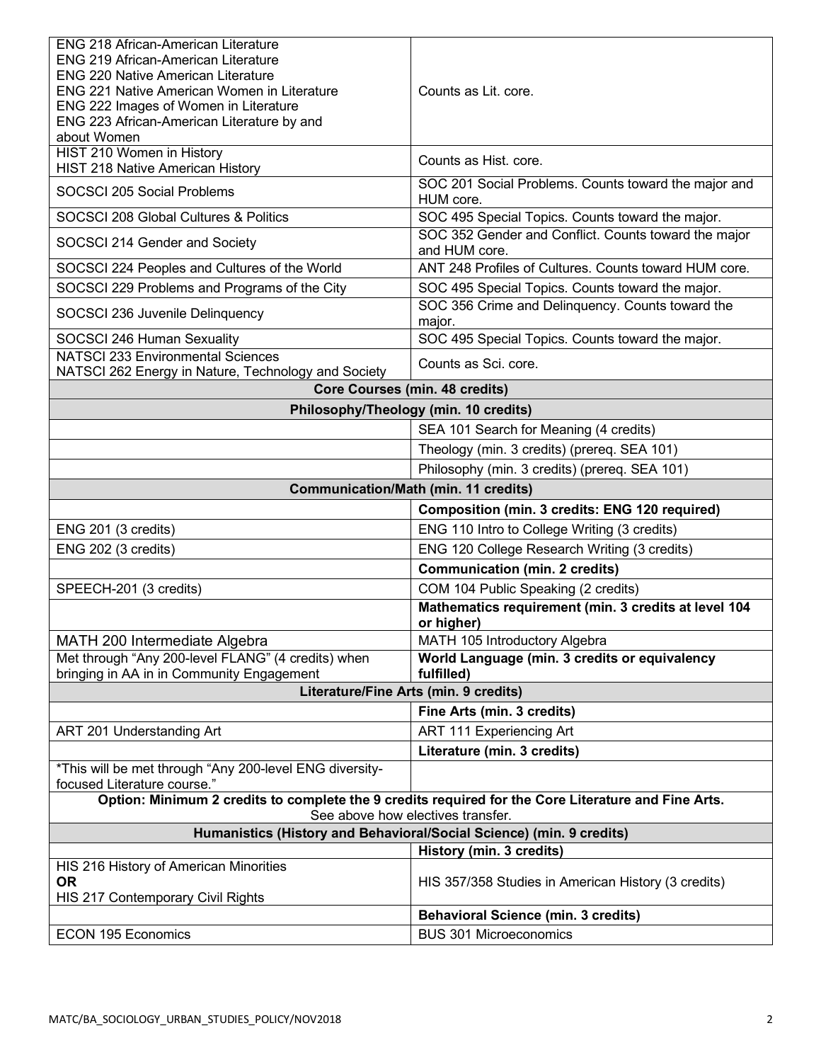| | |
|---|---|
| ENG 218 African-American Literature<br>ENG 219 African-American Literature<br>ENG 220 Native American Literature<br>ENG 221 Native American Women in Literature<br>ENG 222 Images of Women in Literature<br>ENG 223 African-American Literature by and about Women | Counts as Lit. core. |
| HIST 210 Women in History<br>HIST 218 Native American History | Counts as Hist. core. |
| SOCSCI 205 Social Problems | SOC 201 Social Problems. Counts toward the major and HUM core. |
| SOCSCI 208 Global Cultures & Politics | SOC 495 Special Topics. Counts toward the major. |
| SOCSCI 214 Gender and Society | SOC 352 Gender and Conflict. Counts toward the major and HUM core. |
| SOCSCI 224 Peoples and Cultures of the World | ANT 248 Profiles of Cultures. Counts toward HUM core. |
| SOCSCI 229 Problems and Programs of the City | SOC 495 Special Topics. Counts toward the major. |
| SOCSCI 236 Juvenile Delinquency | SOC 356 Crime and Delinquency. Counts toward the major. |
| SOCSCI 246 Human Sexuality | SOC 495 Special Topics. Counts toward the major. |
| NATSCI 233 Environmental Sciences<br>NATSCI 262 Energy in Nature, Technology and Society | Counts as Sci. core. |
| **Core Courses (min. 48 credits)** | |
| **Philosophy/Theology (min. 10 credits)** | |
| | SEA 101 Search for Meaning (4 credits) |
| | Theology (min. 3 credits) (prereq. SEA 101) |
| | Philosophy (min. 3 credits) (prereq. SEA 101) |
| **Communication/Math (min. 11 credits)** | |
| | **Composition (min. 3 credits: ENG 120 required)** |
| ENG 201 (3 credits) | ENG 110 Intro to College Writing (3 credits) |
| ENG 202 (3 credits) | ENG 120 College Research Writing (3 credits) |
| | **Communication (min. 2 credits)** |
| SPEECH-201 (3 credits) | COM 104 Public Speaking (2 credits) |
| | **Mathematics requirement (min. 3 credits at level 104 or higher)** |
| MATH 200 Intermediate Algebra | MATH 105 Introductory Algebra |
| Met through "Any 200-level FLANG" (4 credits) when bringing in AA in in Community Engagement | **World Language (min. 3 credits or equivalency fulfilled)** |
| **Literature/Fine Arts (min. 9 credits)** | |
| | **Fine Arts (min. 3 credits)** |
| ART 201 Understanding Art | ART 111 Experiencing Art |
| | **Literature (min. 3 credits)** |
| *This will be met through "Any 200-level ENG diversity-focused Literature course." | |
| **Option: Minimum 2 credits to complete the 9 credits required for the Core Literature and Fine Arts.** See above how electives transfer. | |
| **Humanistics (History and Behavioral/Social Science) (min. 9 credits)** | |
| | **History (min. 3 credits)** |
| HIS 216 History of American Minorities<br>**OR**<br>HIS 217 Contemporary Civil Rights | HIS 357/358 Studies in American History (3 credits) |
| | **Behavioral Science (min. 3 credits)** |
| ECON 195 Economics | BUS 301 Microeconomics |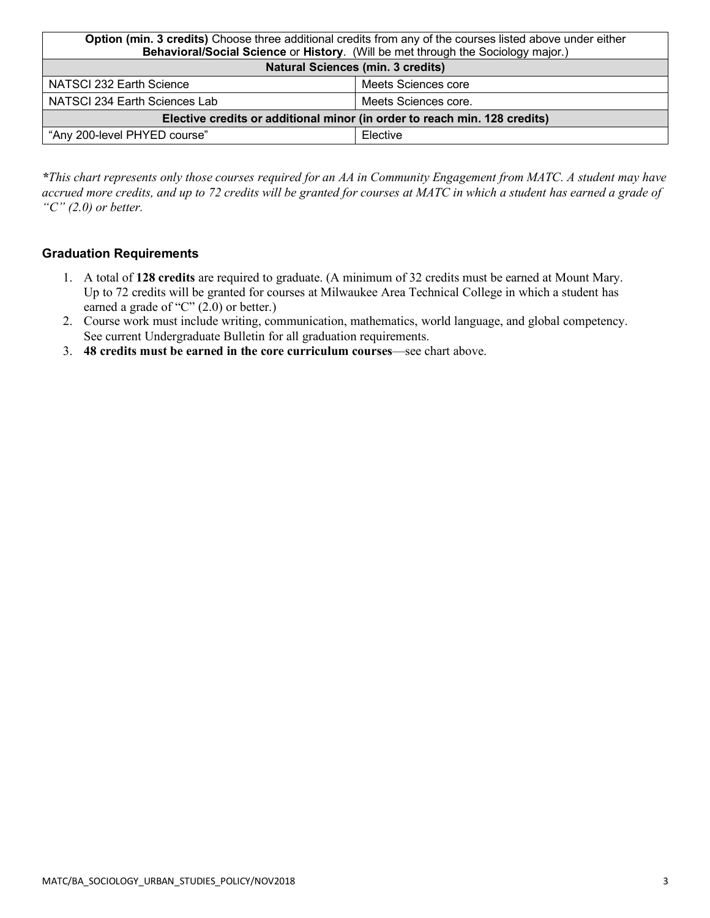| **Option (min. 3 credits)** Choose three additional credits from any of the courses listed above under either **Behavioral/Social Science** or **History**. (Will be met through the Sociology major.) | |
|---|---|
| **Natural Sciences (min. 3 credits)** | |
| NATSCI 232 Earth Science | Meets Sciences core |
| NATSCI 234 Earth Sciences Lab | Meets Sciences core. |
| **Elective credits or additional minor (in order to reach min. 128 credits)** | |
| "Any 200-level PHYED course" | Elective |

***This chart represents only those courses required for an AA in Community Engagement from MATC. A student may have accrued more credits, and up to 72 credits will be granted for courses at MATC in which a student has earned a grade of "C" (2.0) or better.*

### Graduation Requirements

1. A total of **128 credits** are required to graduate. (A minimum of 32 credits must be earned at Mount Mary. Up to 72 credits will be granted for courses at Milwaukee Area Technical College in which a student has earned a grade of "C" (2.0) or better.)
2. Course work must include writing, communication, mathematics, world language, and global competency. See current Undergraduate Bulletin for all graduation requirements.
3. **48 credits must be earned in the core curriculum courses**—see chart above.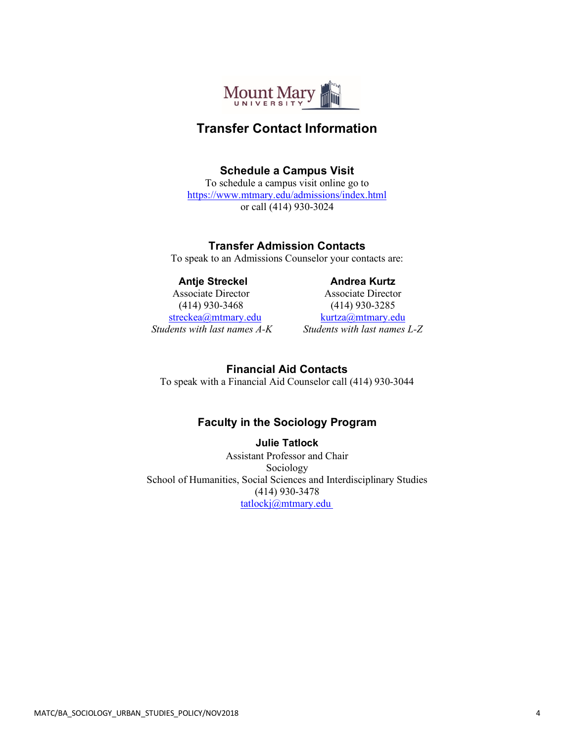Mount Mary UNIVERSITY

# Transfer Contact Information

### Schedule a Campus Visit

To schedule a campus visit online go to
https://www.mtmary.edu/admissions/index.html
or call (414) 930-3024

### Transfer Admission Contacts

To speak to an Admissions Counselor your contacts are:

**Antje Streckel**
Associate Director
(414) 930-3468
streckea@mtmary.edu
*Students with last names A-K*

**Andrea Kurtz**
Associate Director
(414) 930-3285
kurtza@mtmary.edu
*Students with last names L-Z*

### Financial Aid Contacts

To speak with a Financial Aid Counselor call (414) 930-3044

### Faculty in the Sociology Program

**Julie Tatlock**
Assistant Professor and Chair
Sociology
School of Humanities, Social Sciences and Interdisciplinary Studies
(414) 930-3478
tatlockj@mtmary.edu